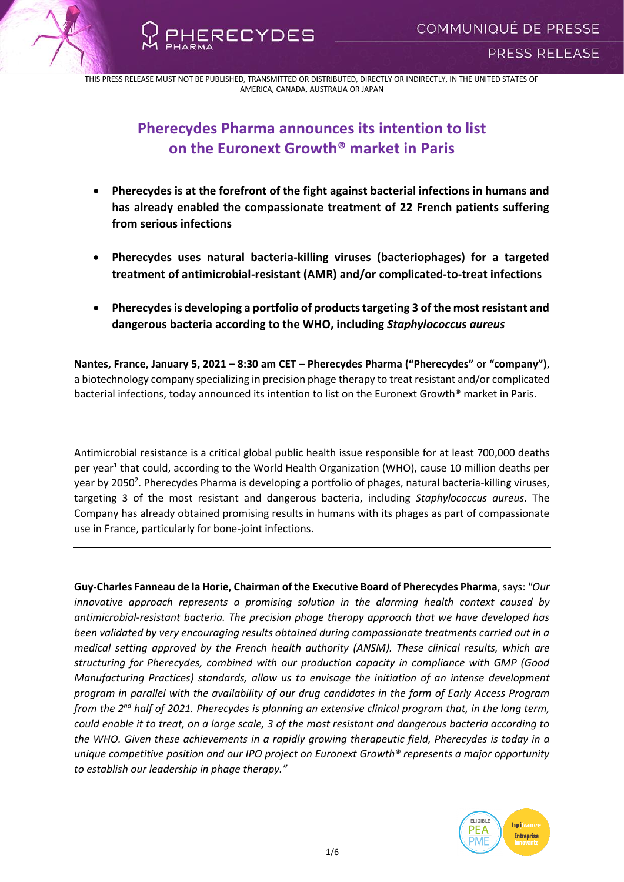THIS PRESS RELEASE MUST NOT BE PUBLISHED, TRANSMITTED OR DISTRIBUTED, DIRECTLY OR INDIRECTLY, IN THE UNITED STATES OF AMERICA, CANADA, AUSTRALIA OR JAPAN

# Pherecydes Pharma announces its intention to list on the Euronext Growth® market in Paris

- **Pherecydes is at the forefront of the fight against bacterial infections in humans and has already enabled the compassionate treatment of 22 French patients suffering from serious infections**
- **Pherecydes uses natural bacteria-killing viruses (bacteriophages) for a targeted treatment of antimicrobial-resistant (AMR) and/or complicated-to-treat infections**
- **Pherecydes is developing a portfolio of products targeting 3 of the most resistant and dangerous bacteria according to the WHO, including *Staphylococcus aureus***

**Nantes, France, January 5, 2021 – 8:30 am CET** – **Pherecydes Pharma ("Pherecydes"** or **"company")**, a biotechnology company specializing in precision phage therapy to treat resistant and/or complicated bacterial infections, today announced its intention to list on the Euronext Growth® market in Paris.

---

Antimicrobial resistance is a critical global public health issue responsible for at least 700,000 deaths per year[1] that could, according to the World Health Organization (WHO), cause 10 million deaths per year by 2050[2]. Pherecydes Pharma is developing a portfolio of phages, natural bacteria-killing viruses, targeting 3 of the most resistant and dangerous bacteria, including *Staphylococcus aureus*. The Company has already obtained promising results in humans with its phages as part of compassionate use in France, particularly for bone-joint infections.

---

**Guy-Charles Fanneau de la Horie, Chairman of the Executive Board of Pherecydes Pharma**, says: *"Our innovative approach represents a promising solution in the alarming health context caused by antimicrobial-resistant bacteria. The precision phage therapy approach that we have developed has been validated by very encouraging results obtained during compassionate treatments carried out in a medical setting approved by the French health authority (ANSM). These clinical results, which are structuring for Pherecydes, combined with our production capacity in compliance with GMP (Good Manufacturing Practices) standards, allow us to envisage the initiation of an intense development program in parallel with the availability of our drug candidates in the form of Early Access Program from the 2nd half of 2021. Pherecydes is planning an extensive clinical program that, in the long term, could enable it to treat, on a large scale, 3 of the most resistant and dangerous bacteria according to the WHO. Given these achievements in a rapidly growing therapeutic field, Pherecydes is today in a unique competitive position and our IPO project on Euronext Growth® represents a major opportunity to establish our leadership in phage therapy."*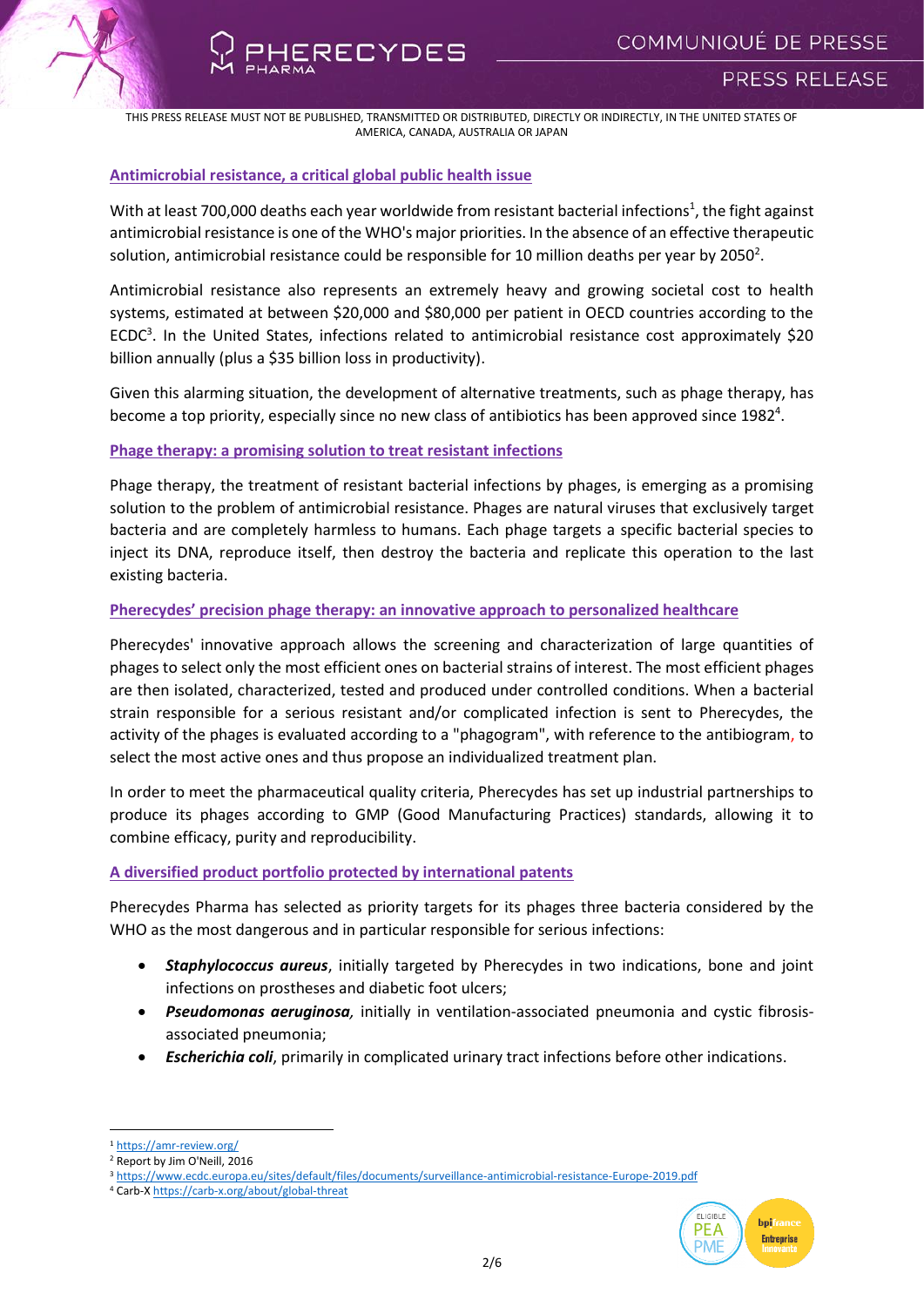THIS PRESS RELEASE MUST NOT BE PUBLISHED, TRANSMITTED OR DISTRIBUTED, DIRECTLY OR INDIRECTLY, IN THE UNITED STATES OF AMERICA, CANADA, AUSTRALIA OR JAPAN

## Antimicrobial resistance, a critical global public health issue

With at least 700,000 deaths each year worldwide from resistant bacterial infections[1], the fight against antimicrobial resistance is one of the WHO's major priorities. In the absence of an effective therapeutic solution, antimicrobial resistance could be responsible for 10 million deaths per year by 2050[2].

Antimicrobial resistance also represents an extremely heavy and growing societal cost to health systems, estimated at between $20,000 and $80,000 per patient in OECD countries according to the ECDC[3]. In the United States, infections related to antimicrobial resistance cost approximately $20 billion annually (plus a $35 billion loss in productivity).

Given this alarming situation, the development of alternative treatments, such as phage therapy, has become a top priority, especially since no new class of antibiotics has been approved since 1982[4].

## Phage therapy: a promising solution to treat resistant infections

Phage therapy, the treatment of resistant bacterial infections by phages, is emerging as a promising solution to the problem of antimicrobial resistance. Phages are natural viruses that exclusively target bacteria and are completely harmless to humans. Each phage targets a specific bacterial species to inject its DNA, reproduce itself, then destroy the bacteria and replicate this operation to the last existing bacteria.

## Pherecydes' precision phage therapy: an innovative approach to personalized healthcare

Pherecydes' innovative approach allows the screening and characterization of large quantities of phages to select only the most efficient ones on bacterial strains of interest. The most efficient phages are then isolated, characterized, tested and produced under controlled conditions. When a bacterial strain responsible for a serious resistant and/or complicated infection is sent to Pherecydes, the activity of the phages is evaluated according to a "phagogram", with reference to the antibiogram, to select the most active ones and thus propose an individualized treatment plan.

In order to meet the pharmaceutical quality criteria, Pherecydes has set up industrial partnerships to produce its phages according to GMP (Good Manufacturing Practices) standards, allowing it to combine efficacy, purity and reproducibility.

## A diversified product portfolio protected by international patents

Pherecydes Pharma has selected as priority targets for its phages three bacteria considered by the WHO as the most dangerous and in particular responsible for serious infections:

- ***Staphylococcus aureus***, initially targeted by Pherecydes in two indications, bone and joint infections on prostheses and diabetic foot ulcers;
- ***Pseudomonas aeruginosa***, initially in ventilation-associated pneumonia and cystic fibrosis-associated pneumonia;
- ***Escherichia coli***, primarily in complicated urinary tract infections before other indications.

---

[1] https://amr-review.org/

[2] Report by Jim O'Neill, 2016

[3] https://www.ecdc.europa.eu/sites/default/files/documents/surveillance-antimicrobial-resistance-Europe-2019.pdf

[4] Carb-X https://carb-x.org/about/global-threat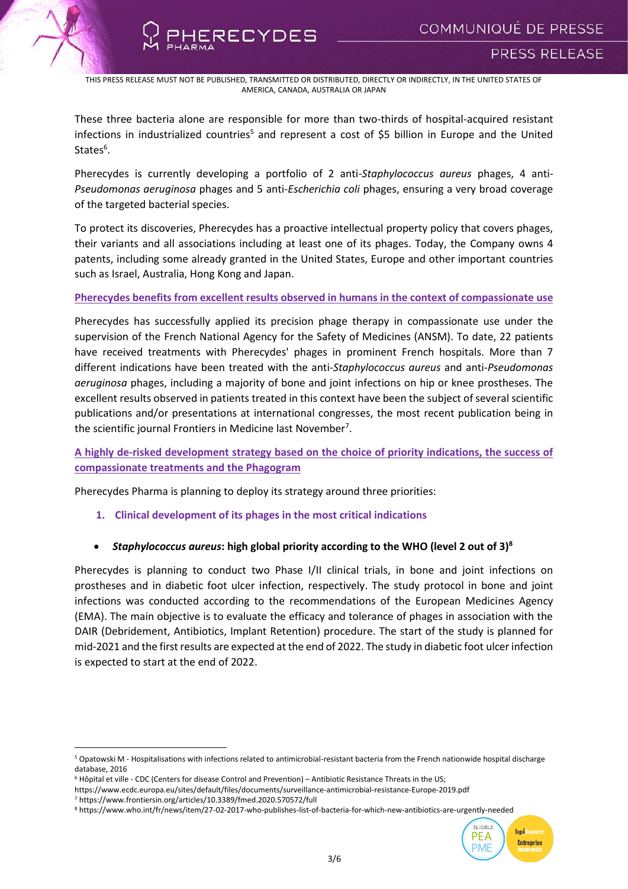THIS PRESS RELEASE MUST NOT BE PUBLISHED, TRANSMITTED OR DISTRIBUTED, DIRECTLY OR INDIRECTLY, IN THE UNITED STATES OF AMERICA, CANADA, AUSTRALIA OR JAPAN

These three bacteria alone are responsible for more than two-thirds of hospital-acquired resistant infections in industrialized countries[5] and represent a cost of $5 billion in Europe and the United States[6].

Pherecydes is currently developing a portfolio of 2 anti-*Staphylococcus aureus* phages, 4 anti-*Pseudomonas aeruginosa* phages and 5 anti-*Escherichia coli* phages, ensuring a very broad coverage of the targeted bacterial species.

To protect its discoveries, Pherecydes has a proactive intellectual property policy that covers phages, their variants and all associations including at least one of its phages. Today, the Company owns 4 patents, including some already granted in the United States, Europe and other important countries such as Israel, Australia, Hong Kong and Japan.

## Pherecydes benefits from excellent results observed in humans in the context of compassionate use

Pherecydes has successfully applied its precision phage therapy in compassionate use under the supervision of the French National Agency for the Safety of Medicines (ANSM). To date, 22 patients have received treatments with Pherecydes' phages in prominent French hospitals. More than 7 different indications have been treated with the anti-*Staphylococcus aureus* and anti-*Pseudomonas aeruginosa* phages, including a majority of bone and joint infections on hip or knee prostheses. The excellent results observed in patients treated in this context have been the subject of several scientific publications and/or presentations at international congresses, the most recent publication being in the scientific journal Frontiers in Medicine last November[7].

## A highly de-risked development strategy based on the choice of priority indications, the success of compassionate treatments and the Phagogram

Pherecydes Pharma is planning to deploy its strategy around three priorities:

### 1. Clinical development of its phages in the most critical indications

- ***Staphylococcus aureus*: high global priority according to the WHO (level 2 out of 3)[8]**

Pherecydes is planning to conduct two Phase I/II clinical trials, in bone and joint infections on prostheses and in diabetic foot ulcer infection, respectively. The study protocol in bone and joint infections was conducted according to the recommendations of the European Medicines Agency (EMA). The main objective is to evaluate the efficacy and tolerance of phages in association with the DAIR (Debridement, Antibiotics, Implant Retention) procedure. The start of the study is planned for mid-2021 and the first results are expected at the end of 2022. The study in diabetic foot ulcer infection is expected to start at the end of 2022.

---

[5] Opatowski M - Hospitalisations with infections related to antimicrobial-resistant bacteria from the French nationwide hospital discharge database, 2016

[6] Hôpital et ville - CDC (Centers for disease Control and Prevention) – Antibiotic Resistance Threats in the US; https://www.ecdc.europa.eu/sites/default/files/documents/surveillance-antimicrobial-resistance-Europe-2019.pdf

[7] https://www.frontiersin.org/articles/10.3389/fmed.2020.570572/full

[8] https://www.who.int/fr/news/item/27-02-2017-who-publishes-list-of-bacteria-for-which-new-antibiotics-are-urgently-needed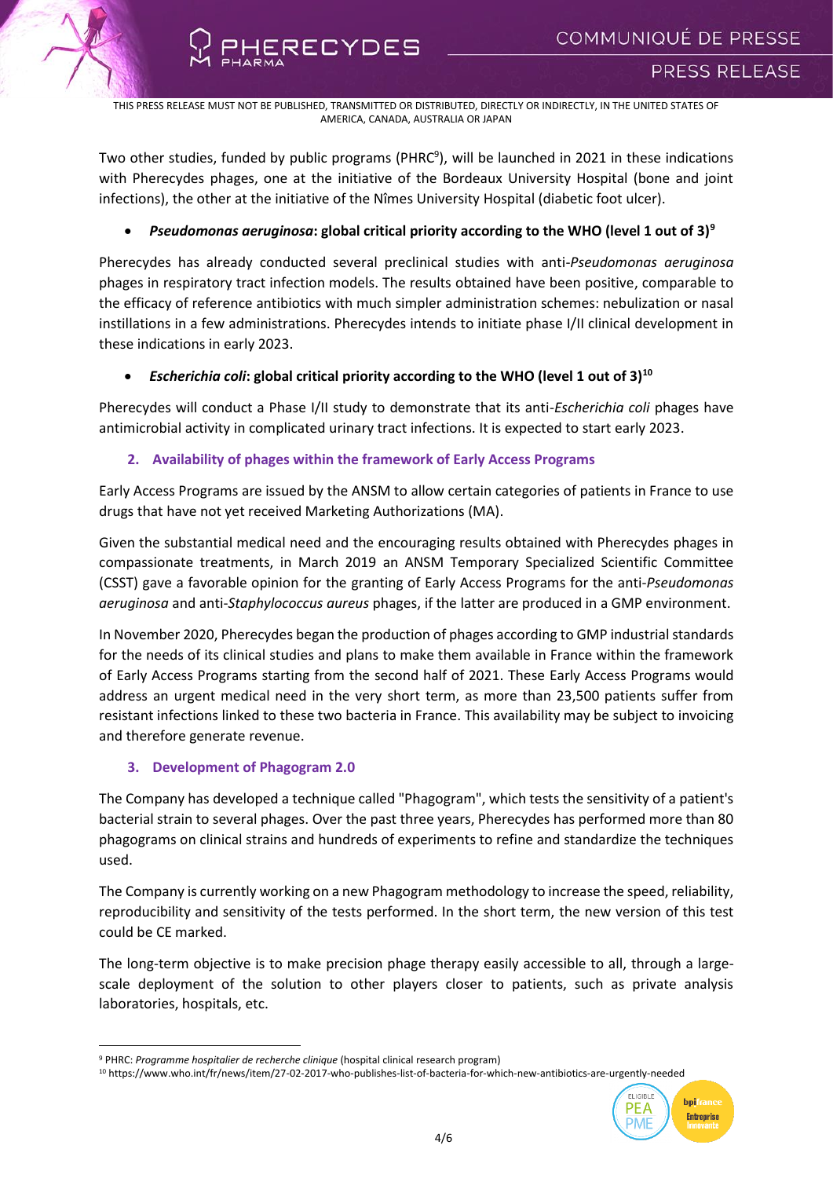THIS PRESS RELEASE MUST NOT BE PUBLISHED, TRANSMITTED OR DISTRIBUTED, DIRECTLY OR INDIRECTLY, IN THE UNITED STATES OF AMERICA, CANADA, AUSTRALIA OR JAPAN

Two other studies, funded by public programs (PHRC[9]), will be launched in 2021 in these indications with Pherecydes phages, one at the initiative of the Bordeaux University Hospital (bone and joint infections), the other at the initiative of the Nîmes University Hospital (diabetic foot ulcer).

- ***Pseudomonas aeruginosa*: global critical priority according to the WHO (level 1 out of 3)[9]**

Pherecydes has already conducted several preclinical studies with anti-*Pseudomonas aeruginosa* phages in respiratory tract infection models. The results obtained have been positive, comparable to the efficacy of reference antibiotics with much simpler administration schemes: nebulization or nasal instillations in a few administrations. Pherecydes intends to initiate phase I/II clinical development in these indications in early 2023.

- ***Escherichia coli*: global critical priority according to the WHO (level 1 out of 3)[10]**

Pherecydes will conduct a Phase I/II study to demonstrate that its anti-*Escherichia coli* phages have antimicrobial activity in complicated urinary tract infections. It is expected to start early 2023.

### 2. Availability of phages within the framework of Early Access Programs

Early Access Programs are issued by the ANSM to allow certain categories of patients in France to use drugs that have not yet received Marketing Authorizations (MA).

Given the substantial medical need and the encouraging results obtained with Pherecydes phages in compassionate treatments, in March 2019 an ANSM Temporary Specialized Scientific Committee (CSST) gave a favorable opinion for the granting of Early Access Programs for the anti-*Pseudomonas aeruginosa* and anti-*Staphylococcus aureus* phages, if the latter are produced in a GMP environment.

In November 2020, Pherecydes began the production of phages according to GMP industrial standards for the needs of its clinical studies and plans to make them available in France within the framework of Early Access Programs starting from the second half of 2021. These Early Access Programs would address an urgent medical need in the very short term, as more than 23,500 patients suffer from resistant infections linked to these two bacteria in France. This availability may be subject to invoicing and therefore generate revenue.

### 3. Development of Phagogram 2.0

The Company has developed a technique called "Phagogram", which tests the sensitivity of a patient's bacterial strain to several phages. Over the past three years, Pherecydes has performed more than 80 phagograms on clinical strains and hundreds of experiments to refine and standardize the techniques used.

The Company is currently working on a new Phagogram methodology to increase the speed, reliability, reproducibility and sensitivity of the tests performed. In the short term, the new version of this test could be CE marked.

The long-term objective is to make precision phage therapy easily accessible to all, through a large-scale deployment of the solution to other players closer to patients, such as private analysis laboratories, hospitals, etc.

---

[9] PHRC: *Programme hospitalier de recherche clinique* (hospital clinical research program)

[10] https://www.who.int/fr/news/item/27-02-2017-who-publishes-list-of-bacteria-for-which-new-antibiotics-are-urgently-needed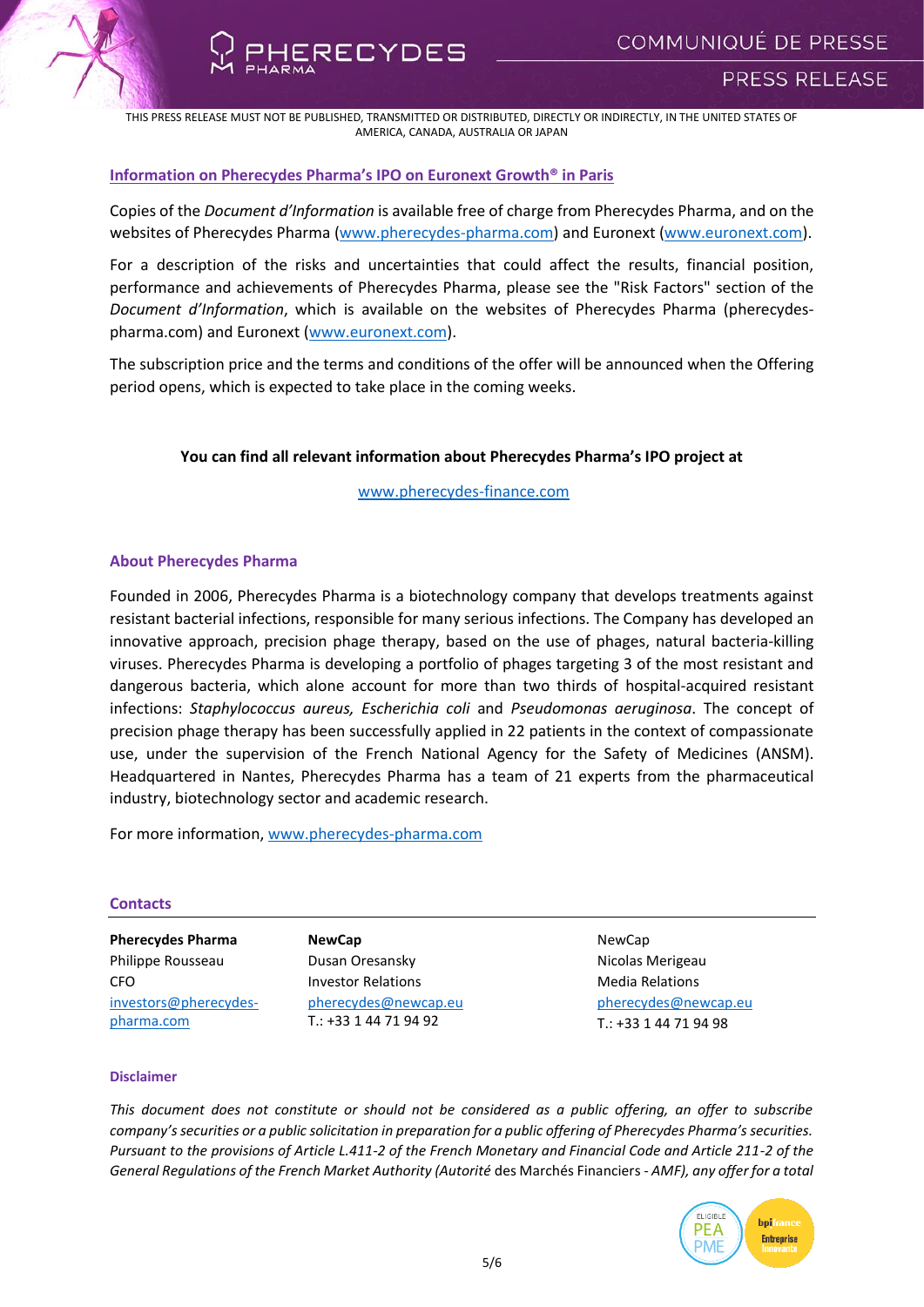THIS PRESS RELEASE MUST NOT BE PUBLISHED, TRANSMITTED OR DISTRIBUTED, DIRECTLY OR INDIRECTLY, IN THE UNITED STATES OF AMERICA, CANADA, AUSTRALIA OR JAPAN

### Information on Pherecydes Pharma's IPO on Euronext Growth® in Paris

Copies of the *Document d'Information* is available free of charge from Pherecydes Pharma, and on the websites of Pherecydes Pharma (www.pherecydes-pharma.com) and Euronext (www.euronext.com).

For a description of the risks and uncertainties that could affect the results, financial position, performance and achievements of Pherecydes Pharma, please see the "Risk Factors" section of the *Document d'Information*, which is available on the websites of Pherecydes Pharma (pherecydes-pharma.com) and Euronext (www.euronext.com).

The subscription price and the terms and conditions of the offer will be announced when the Offering period opens, which is expected to take place in the coming weeks.

**You can find all relevant information about Pherecydes Pharma's IPO project at**

www.pherecydes-finance.com

### About Pherecydes Pharma

Founded in 2006, Pherecydes Pharma is a biotechnology company that develops treatments against resistant bacterial infections, responsible for many serious infections. The Company has developed an innovative approach, precision phage therapy, based on the use of phages, natural bacteria-killing viruses. Pherecydes Pharma is developing a portfolio of phages targeting 3 of the most resistant and dangerous bacteria, which alone account for more than two thirds of hospital-acquired resistant infections: *Staphylococcus aureus, Escherichia coli* and *Pseudomonas aeruginosa*. The concept of precision phage therapy has been successfully applied in 22 patients in the context of compassionate use, under the supervision of the French National Agency for the Safety of Medicines (ANSM). Headquartered in Nantes, Pherecydes Pharma has a team of 21 experts from the pharmaceutical industry, biotechnology sector and academic research.

For more information, www.pherecydes-pharma.com

### Contacts

| **Pherecydes Pharma** | **NewCap** | NewCap |
|---|---|---|
| Philippe Rousseau | Dusan Oresansky | Nicolas Merigeau |
| CFO | Investor Relations | Media Relations |
| investors@pherecydes-pharma.com | pherecydes@newcap.eu | pherecydes@newcap.eu |
| | T.: +33 1 44 71 94 92 | T.: +33 1 44 71 94 98 |

### Disclaimer

*This document does not constitute or should not be considered as a public offering, an offer to subscribe company's securities or a public solicitation in preparation for a public offering of Pherecydes Pharma's securities. Pursuant to the provisions of Article L.411-2 of the French Monetary and Financial Code and Article 211-2 of the General Regulations of the French Market Authority (Autorité* des Marchés Financiers *- AMF), any offer for a total*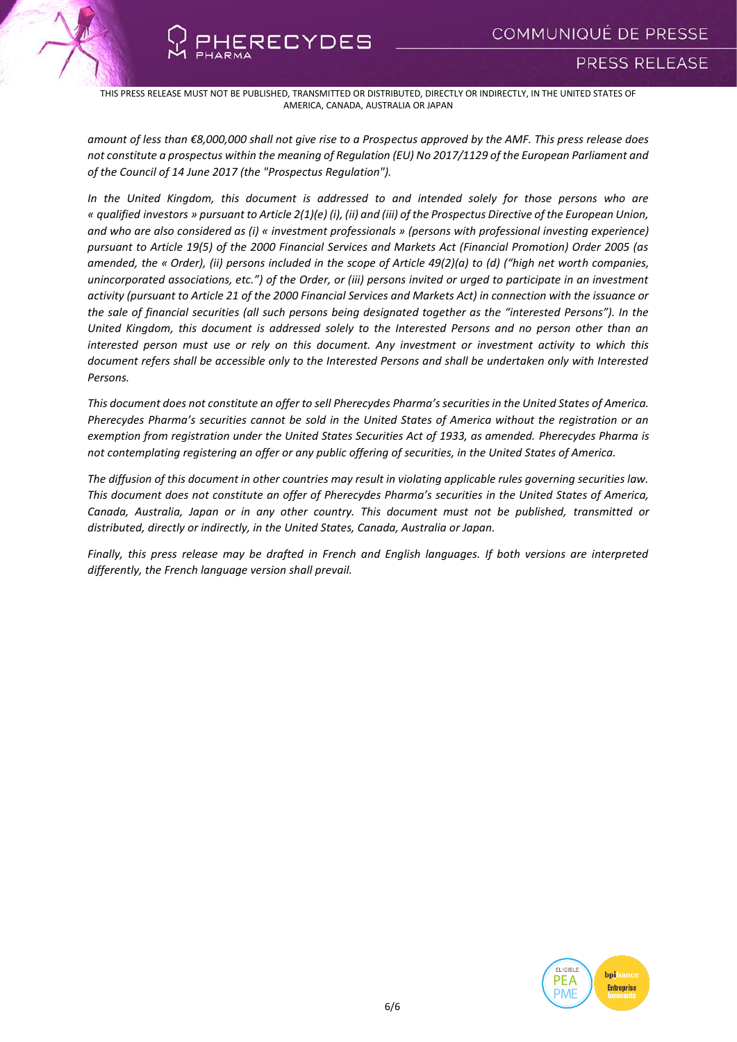*amount of less than €8,000,000 shall not give rise to a Prospectus approved by the AMF. This press release does not constitute a prospectus within the meaning of Regulation (EU) No 2017/1129 of the European Parliament and of the Council of 14 June 2017 (the "Prospectus Regulation").*

*In the United Kingdom, this document is addressed to and intended solely for those persons who are « qualified investors » pursuant to Article 2(1)(e) (i), (ii) and (iii) of the Prospectus Directive of the European Union, and who are also considered as (i) « investment professionals » (persons with professional investing experience) pursuant to Article 19(5) of the 2000 Financial Services and Markets Act (Financial Promotion) Order 2005 (as amended, the « Order), (ii) persons included in the scope of Article 49(2)(a) to (d) ("high net worth companies, unincorporated associations, etc.") of the Order, or (iii) persons invited or urged to participate in an investment activity (pursuant to Article 21 of the 2000 Financial Services and Markets Act) in connection with the issuance or the sale of financial securities (all such persons being designated together as the "interested Persons"). In the United Kingdom, this document is addressed solely to the Interested Persons and no person other than an interested person must use or rely on this document. Any investment or investment activity to which this document refers shall be accessible only to the Interested Persons and shall be undertaken only with Interested Persons.*

*This document does not constitute an offer to sell Pherecydes Pharma's securities in the United States of America. Pherecydes Pharma's securities cannot be sold in the United States of America without the registration or an exemption from registration under the United States Securities Act of 1933, as amended. Pherecydes Pharma is not contemplating registering an offer or any public offering of securities, in the United States of America.*

*The diffusion of this document in other countries may result in violating applicable rules governing securities law. This document does not constitute an offer of Pherecydes Pharma's securities in the United States of America, Canada, Australia, Japan or in any other country. This document must not be published, transmitted or distributed, directly or indirectly, in the United States, Canada, Australia or Japan.*

*Finally, this press release may be drafted in French and English languages. If both versions are interpreted differently, the French language version shall prevail.*